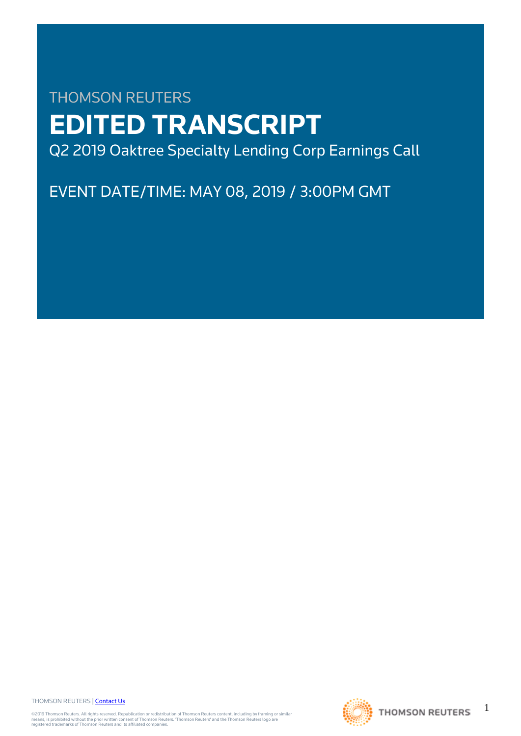THOMSON REUTERS

# EDITED TRANSCRIPT

Q2 2019 Oaktree Specialty Lending Corp Earnings Call

EVENT DATE/TIME: MAY 08, 2019 / 3:00PM GMT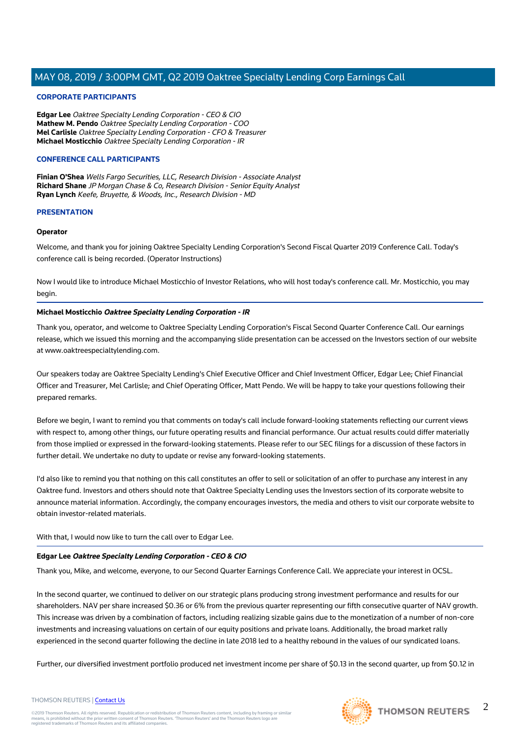## CORPORATE PARTICIPANTS

**Edgar Lee** *Oaktree Specialty Lending Corporation - CEO & CIO*
**Mathew M. Pendo** *Oaktree Specialty Lending Corporation - COO*
**Mel Carlisle** *Oaktree Specialty Lending Corporation - CFO & Treasurer*
**Michael Mosticchio** *Oaktree Specialty Lending Corporation - IR*

## CONFERENCE CALL PARTICIPANTS

**Finian O'Shea** *Wells Fargo Securities, LLC, Research Division - Associate Analyst*
**Richard Shane** *JP Morgan Chase & Co, Research Division - Senior Equity Analyst*
**Ryan Lynch** *Keefe, Bruyette, & Woods, Inc., Research Division - MD*

## PRESENTATION

**Operator**

Welcome, and thank you for joining Oaktree Specialty Lending Corporation's Second Fiscal Quarter 2019 Conference Call. Today's conference call is being recorded. (Operator Instructions)

Now I would like to introduce Michael Mosticchio of Investor Relations, who will host today's conference call. Mr. Mosticchio, you may begin.

**Michael Mosticchio** ***Oaktree Specialty Lending Corporation - IR***

Thank you, operator, and welcome to Oaktree Specialty Lending Corporation's Fiscal Second Quarter Conference Call. Our earnings release, which we issued this morning and the accompanying slide presentation can be accessed on the Investors section of our website at www.oaktreespecialtylending.com.

Our speakers today are Oaktree Specialty Lending's Chief Executive Officer and Chief Investment Officer, Edgar Lee; Chief Financial Officer and Treasurer, Mel Carlisle; and Chief Operating Officer, Matt Pendo. We will be happy to take your questions following their prepared remarks.

Before we begin, I want to remind you that comments on today's call include forward-looking statements reflecting our current views with respect to, among other things, our future operating results and financial performance. Our actual results could differ materially from those implied or expressed in the forward-looking statements. Please refer to our SEC filings for a discussion of these factors in further detail. We undertake no duty to update or revise any forward-looking statements.

I'd also like to remind you that nothing on this call constitutes an offer to sell or solicitation of an offer to purchase any interest in any Oaktree fund. Investors and others should note that Oaktree Specialty Lending uses the Investors section of its corporate website to announce material information. Accordingly, the company encourages investors, the media and others to visit our corporate website to obtain investor-related materials.

With that, I would now like to turn the call over to Edgar Lee.

**Edgar Lee** ***Oaktree Specialty Lending Corporation - CEO & CIO***

Thank you, Mike, and welcome, everyone, to our Second Quarter Earnings Conference Call. We appreciate your interest in OCSL.

In the second quarter, we continued to deliver on our strategic plans producing strong investment performance and results for our shareholders. NAV per share increased $0.36 or 6% from the previous quarter representing our fifth consecutive quarter of NAV growth. This increase was driven by a combination of factors, including realizing sizable gains due to the monetization of a number of non-core investments and increasing valuations on certain of our equity positions and private loans. Additionally, the broad market rally experienced in the second quarter following the decline in late 2018 led to a healthy rebound in the values of our syndicated loans.

Further, our diversified investment portfolio produced net investment income per share of $0.13 in the second quarter, up from $0.12 in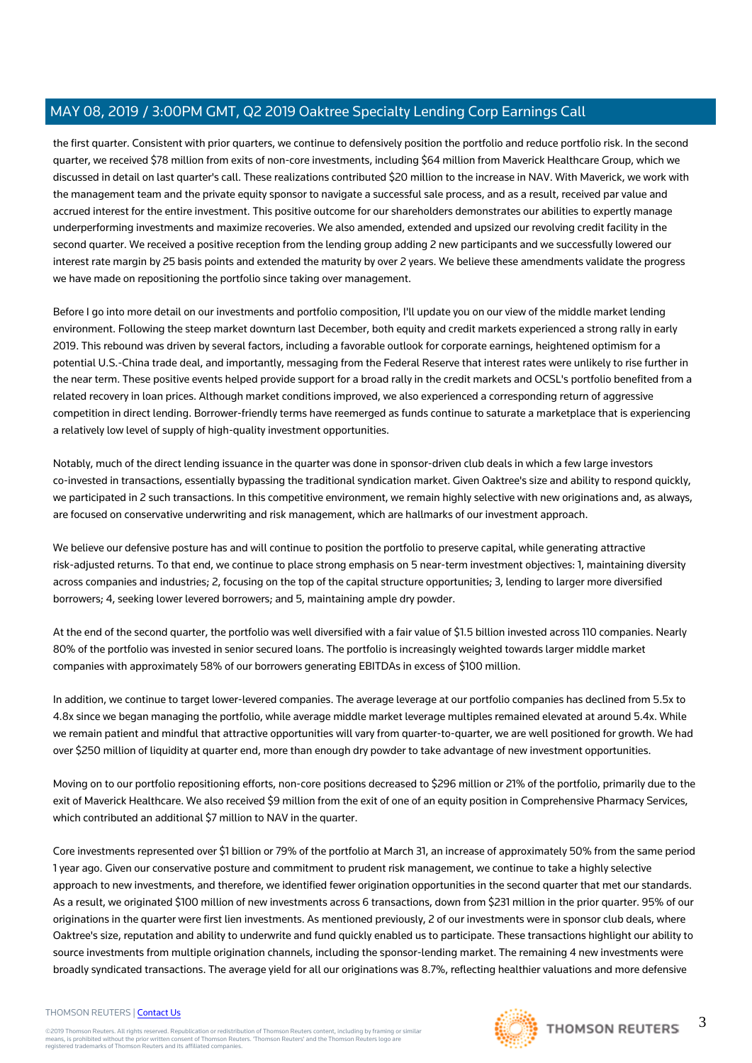the first quarter. Consistent with prior quarters, we continue to defensively position the portfolio and reduce portfolio risk. In the second quarter, we received $78 million from exits of non-core investments, including $64 million from Maverick Healthcare Group, which we discussed in detail on last quarter's call. These realizations contributed $20 million to the increase in NAV. With Maverick, we work with the management team and the private equity sponsor to navigate a successful sale process, and as a result, received par value and accrued interest for the entire investment. This positive outcome for our shareholders demonstrates our abilities to expertly manage underperforming investments and maximize recoveries. We also amended, extended and upsized our revolving credit facility in the second quarter. We received a positive reception from the lending group adding 2 new participants and we successfully lowered our interest rate margin by 25 basis points and extended the maturity by over 2 years. We believe these amendments validate the progress we have made on repositioning the portfolio since taking over management.

Before I go into more detail on our investments and portfolio composition, I'll update you on our view of the middle market lending environment. Following the steep market downturn last December, both equity and credit markets experienced a strong rally in early 2019. This rebound was driven by several factors, including a favorable outlook for corporate earnings, heightened optimism for a potential U.S.-China trade deal, and importantly, messaging from the Federal Reserve that interest rates were unlikely to rise further in the near term. These positive events helped provide support for a broad rally in the credit markets and OCSL's portfolio benefited from a related recovery in loan prices. Although market conditions improved, we also experienced a corresponding return of aggressive competition in direct lending. Borrower-friendly terms have reemerged as funds continue to saturate a marketplace that is experiencing a relatively low level of supply of high-quality investment opportunities.

Notably, much of the direct lending issuance in the quarter was done in sponsor-driven club deals in which a few large investors co-invested in transactions, essentially bypassing the traditional syndication market. Given Oaktree's size and ability to respond quickly, we participated in 2 such transactions. In this competitive environment, we remain highly selective with new originations and, as always, are focused on conservative underwriting and risk management, which are hallmarks of our investment approach.

We believe our defensive posture has and will continue to position the portfolio to preserve capital, while generating attractive risk-adjusted returns. To that end, we continue to place strong emphasis on 5 near-term investment objectives: 1, maintaining diversity across companies and industries; 2, focusing on the top of the capital structure opportunities; 3, lending to larger more diversified borrowers; 4, seeking lower levered borrowers; and 5, maintaining ample dry powder.

At the end of the second quarter, the portfolio was well diversified with a fair value of $1.5 billion invested across 110 companies. Nearly 80% of the portfolio was invested in senior secured loans. The portfolio is increasingly weighted towards larger middle market companies with approximately 58% of our borrowers generating EBITDAs in excess of $100 million.

In addition, we continue to target lower-levered companies. The average leverage at our portfolio companies has declined from 5.5x to 4.8x since we began managing the portfolio, while average middle market leverage multiples remained elevated at around 5.4x. While we remain patient and mindful that attractive opportunities will vary from quarter-to-quarter, we are well positioned for growth. We had over $250 million of liquidity at quarter end, more than enough dry powder to take advantage of new investment opportunities.

Moving on to our portfolio repositioning efforts, non-core positions decreased to $296 million or 21% of the portfolio, primarily due to the exit of Maverick Healthcare. We also received $9 million from the exit of one of an equity position in Comprehensive Pharmacy Services, which contributed an additional $7 million to NAV in the quarter.

Core investments represented over $1 billion or 79% of the portfolio at March 31, an increase of approximately 50% from the same period 1 year ago. Given our conservative posture and commitment to prudent risk management, we continue to take a highly selective approach to new investments, and therefore, we identified fewer origination opportunities in the second quarter that met our standards. As a result, we originated $100 million of new investments across 6 transactions, down from $231 million in the prior quarter. 95% of our originations in the quarter were first lien investments. As mentioned previously, 2 of our investments were in sponsor club deals, where Oaktree's size, reputation and ability to underwrite and fund quickly enabled us to participate. These transactions highlight our ability to source investments from multiple origination channels, including the sponsor-lending market. The remaining 4 new investments were broadly syndicated transactions. The average yield for all our originations was 8.7%, reflecting healthier valuations and more defensive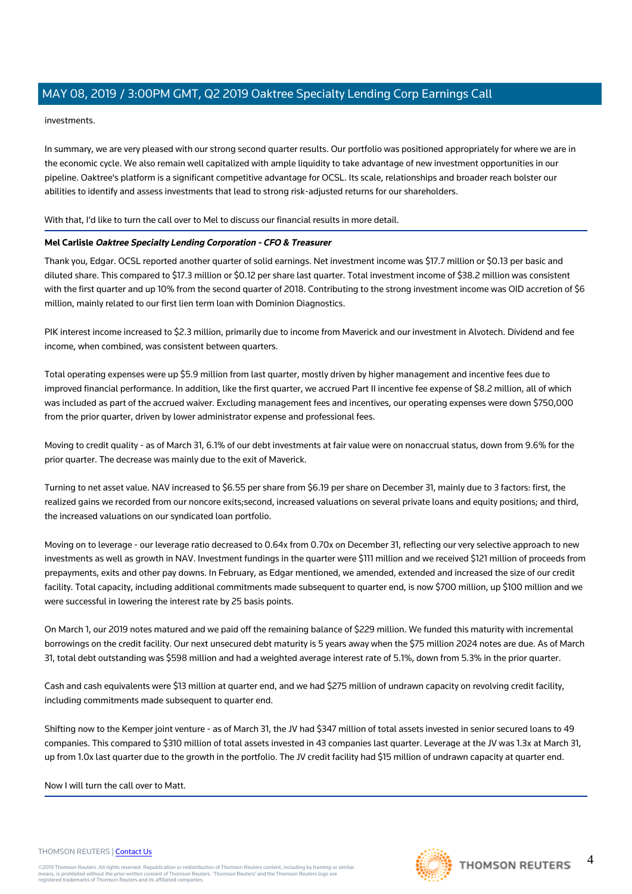investments.

In summary, we are very pleased with our strong second quarter results. Our portfolio was positioned appropriately for where we are in the economic cycle. We also remain well capitalized with ample liquidity to take advantage of new investment opportunities in our pipeline. Oaktree's platform is a significant competitive advantage for OCSL. Its scale, relationships and broader reach bolster our abilities to identify and assess investments that lead to strong risk-adjusted returns for our shareholders.

With that, I'd like to turn the call over to Mel to discuss our financial results in more detail.

**Mel Carlisle** ***Oaktree Specialty Lending Corporation - CFO & Treasurer***

Thank you, Edgar. OCSL reported another quarter of solid earnings. Net investment income was $17.7 million or $0.13 per basic and diluted share. This compared to $17.3 million or $0.12 per share last quarter. Total investment income of $38.2 million was consistent with the first quarter and up 10% from the second quarter of 2018. Contributing to the strong investment income was OID accretion of $6 million, mainly related to our first lien term loan with Dominion Diagnostics.

PIK interest income increased to $2.3 million, primarily due to income from Maverick and our investment in Alvotech. Dividend and fee income, when combined, was consistent between quarters.

Total operating expenses were up $5.9 million from last quarter, mostly driven by higher management and incentive fees due to improved financial performance. In addition, like the first quarter, we accrued Part II incentive fee expense of $8.2 million, all of which was included as part of the accrued waiver. Excluding management fees and incentives, our operating expenses were down $750,000 from the prior quarter, driven by lower administrator expense and professional fees.

Moving to credit quality - as of March 31, 6.1% of our debt investments at fair value were on nonaccrual status, down from 9.6% for the prior quarter. The decrease was mainly due to the exit of Maverick.

Turning to net asset value. NAV increased to $6.55 per share from $6.19 per share on December 31, mainly due to 3 factors: first, the realized gains we recorded from our noncore exits;second, increased valuations on several private loans and equity positions; and third, the increased valuations on our syndicated loan portfolio.

Moving on to leverage - our leverage ratio decreased to 0.64x from 0.70x on December 31, reflecting our very selective approach to new investments as well as growth in NAV. Investment fundings in the quarter were $111 million and we received $121 million of proceeds from prepayments, exits and other pay downs. In February, as Edgar mentioned, we amended, extended and increased the size of our credit facility. Total capacity, including additional commitments made subsequent to quarter end, is now $700 million, up $100 million and we were successful in lowering the interest rate by 25 basis points.

On March 1, our 2019 notes matured and we paid off the remaining balance of $229 million. We funded this maturity with incremental borrowings on the credit facility. Our next unsecured debt maturity is 5 years away when the $75 million 2024 notes are due. As of March 31, total debt outstanding was $598 million and had a weighted average interest rate of 5.1%, down from 5.3% in the prior quarter.

Cash and cash equivalents were $13 million at quarter end, and we had $275 million of undrawn capacity on revolving credit facility, including commitments made subsequent to quarter end.

Shifting now to the Kemper joint venture - as of March 31, the JV had $347 million of total assets invested in senior secured loans to 49 companies. This compared to $310 million of total assets invested in 43 companies last quarter. Leverage at the JV was 1.3x at March 31, up from 1.0x last quarter due to the growth in the portfolio. The JV credit facility had $15 million of undrawn capacity at quarter end.

Now I will turn the call over to Matt.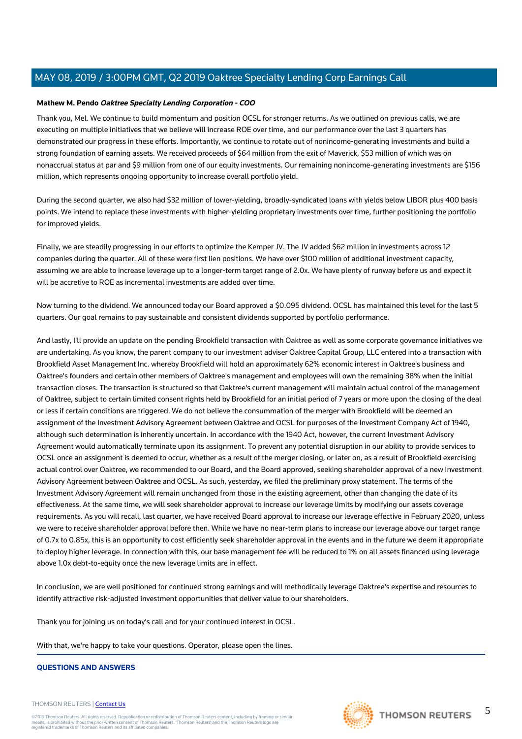**Mathew M. Pendo** ***Oaktree Specialty Lending Corporation - COO***

Thank you, Mel. We continue to build momentum and position OCSL for stronger returns. As we outlined on previous calls, we are executing on multiple initiatives that we believe will increase ROE over time, and our performance over the last 3 quarters has demonstrated our progress in these efforts. Importantly, we continue to rotate out of nonincome-generating investments and build a strong foundation of earning assets. We received proceeds of $64 million from the exit of Maverick, $53 million of which was on nonaccrual status at par and $9 million from one of our equity investments. Our remaining nonincome-generating investments are $156 million, which represents ongoing opportunity to increase overall portfolio yield.

During the second quarter, we also had $32 million of lower-yielding, broadly-syndicated loans with yields below LIBOR plus 400 basis points. We intend to replace these investments with higher-yielding proprietary investments over time, further positioning the portfolio for improved yields.

Finally, we are steadily progressing in our efforts to optimize the Kemper JV. The JV added $62 million in investments across 12 companies during the quarter. All of these were first lien positions. We have over $100 million of additional investment capacity, assuming we are able to increase leverage up to a longer-term target range of 2.0x. We have plenty of runway before us and expect it will be accretive to ROE as incremental investments are added over time.

Now turning to the dividend. We announced today our Board approved a $0.095 dividend. OCSL has maintained this level for the last 5 quarters. Our goal remains to pay sustainable and consistent dividends supported by portfolio performance.

And lastly, I'll provide an update on the pending Brookfield transaction with Oaktree as well as some corporate governance initiatives we are undertaking. As you know, the parent company to our investment adviser Oaktree Capital Group, LLC entered into a transaction with Brookfield Asset Management Inc. whereby Brookfield will hold an approximately 62% economic interest in Oaktree's business and Oaktree's founders and certain other members of Oaktree's management and employees will own the remaining 38% when the initial transaction closes. The transaction is structured so that Oaktree's current management will maintain actual control of the management of Oaktree, subject to certain limited consent rights held by Brookfield for an initial period of 7 years or more upon the closing of the deal or less if certain conditions are triggered. We do not believe the consummation of the merger with Brookfield will be deemed an assignment of the Investment Advisory Agreement between Oaktree and OCSL for purposes of the Investment Company Act of 1940, although such determination is inherently uncertain. In accordance with the 1940 Act, however, the current Investment Advisory Agreement would automatically terminate upon its assignment. To prevent any potential disruption in our ability to provide services to OCSL once an assignment is deemed to occur, whether as a result of the merger closing, or later on, as a result of Brookfield exercising actual control over Oaktree, we recommended to our Board, and the Board approved, seeking shareholder approval of a new Investment Advisory Agreement between Oaktree and OCSL. As such, yesterday, we filed the preliminary proxy statement. The terms of the Investment Advisory Agreement will remain unchanged from those in the existing agreement, other than changing the date of its effectiveness. At the same time, we will seek shareholder approval to increase our leverage limits by modifying our assets coverage requirements. As you will recall, last quarter, we have received Board approval to increase our leverage effective in February 2020, unless we were to receive shareholder approval before then. While we have no near-term plans to increase our leverage above our target range of 0.7x to 0.85x, this is an opportunity to cost efficiently seek shareholder approval in the events and in the future we deem it appropriate to deploy higher leverage. In connection with this, our base management fee will be reduced to 1% on all assets financed using leverage above 1.0x debt-to-equity once the new leverage limits are in effect.

In conclusion, we are well positioned for continued strong earnings and will methodically leverage Oaktree's expertise and resources to identify attractive risk-adjusted investment opportunities that deliver value to our shareholders.

Thank you for joining us on today's call and for your continued interest in OCSL.

With that, we're happy to take your questions. Operator, please open the lines.

## QUESTIONS AND ANSWERS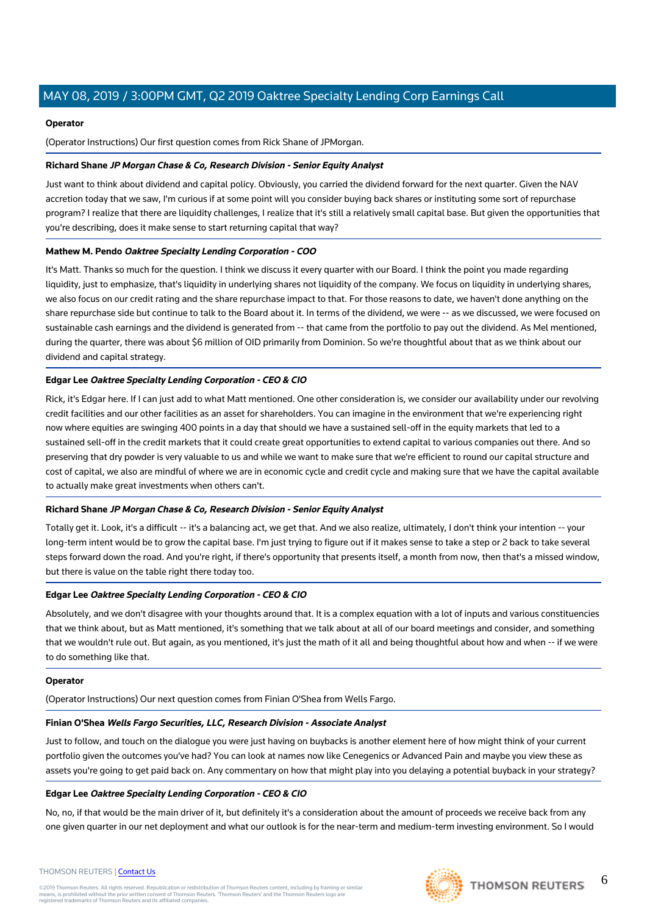**Operator**

(Operator Instructions) Our first question comes from Rick Shane of JPMorgan.

**Richard Shane** ***JP Morgan Chase & Co, Research Division - Senior Equity Analyst***

Just want to think about dividend and capital policy. Obviously, you carried the dividend forward for the next quarter. Given the NAV accretion today that we saw, I'm curious if at some point will you consider buying back shares or instituting some sort of repurchase program? I realize that there are liquidity challenges, I realize that it's still a relatively small capital base. But given the opportunities that you're describing, does it make sense to start returning capital that way?

**Mathew M. Pendo** ***Oaktree Specialty Lending Corporation - COO***

It's Matt. Thanks so much for the question. I think we discuss it every quarter with our Board. I think the point you made regarding liquidity, just to emphasize, that's liquidity in underlying shares not liquidity of the company. We focus on liquidity in underlying shares, we also focus on our credit rating and the share repurchase impact to that. For those reasons to date, we haven't done anything on the share repurchase side but continue to talk to the Board about it. In terms of the dividend, we were -- as we discussed, we were focused on sustainable cash earnings and the dividend is generated from -- that came from the portfolio to pay out the dividend. As Mel mentioned, during the quarter, there was about $6 million of OID primarily from Dominion. So we're thoughtful about that as we think about our dividend and capital strategy.

**Edgar Lee** ***Oaktree Specialty Lending Corporation - CEO & CIO***

Rick, it's Edgar here. If I can just add to what Matt mentioned. One other consideration is, we consider our availability under our revolving credit facilities and our other facilities as an asset for shareholders. You can imagine in the environment that we're experiencing right now where equities are swinging 400 points in a day that should we have a sustained sell-off in the equity markets that led to a sustained sell-off in the credit markets that it could create great opportunities to extend capital to various companies out there. And so preserving that dry powder is very valuable to us and while we want to make sure that we're efficient to round our capital structure and cost of capital, we also are mindful of where we are in economic cycle and credit cycle and making sure that we have the capital available to actually make great investments when others can't.

**Richard Shane** ***JP Morgan Chase & Co, Research Division - Senior Equity Analyst***

Totally get it. Look, it's a difficult -- it's a balancing act, we get that. And we also realize, ultimately, I don't think your intention -- your long-term intent would be to grow the capital base. I'm just trying to figure out if it makes sense to take a step or 2 back to take several steps forward down the road. And you're right, if there's opportunity that presents itself, a month from now, then that's a missed window, but there is value on the table right there today too.

**Edgar Lee** ***Oaktree Specialty Lending Corporation - CEO & CIO***

Absolutely, and we don't disagree with your thoughts around that. It is a complex equation with a lot of inputs and various constituencies that we think about, but as Matt mentioned, it's something that we talk about at all of our board meetings and consider, and something that we wouldn't rule out. But again, as you mentioned, it's just the math of it all and being thoughtful about how and when -- if we were to do something like that.

**Operator**

(Operator Instructions) Our next question comes from Finian O'Shea from Wells Fargo.

**Finian O'Shea** ***Wells Fargo Securities, LLC, Research Division - Associate Analyst***

Just to follow, and touch on the dialogue you were just having on buybacks is another element here of how might think of your current portfolio given the outcomes you've had? You can look at names now like Cenegenics or Advanced Pain and maybe you view these as assets you're going to get paid back on. Any commentary on how that might play into you delaying a potential buyback in your strategy?

**Edgar Lee** ***Oaktree Specialty Lending Corporation - CEO & CIO***

No, no, if that would be the main driver of it, but definitely it's a consideration about the amount of proceeds we receive back from any one given quarter in our net deployment and what our outlook is for the near-term and medium-term investing environment. So I would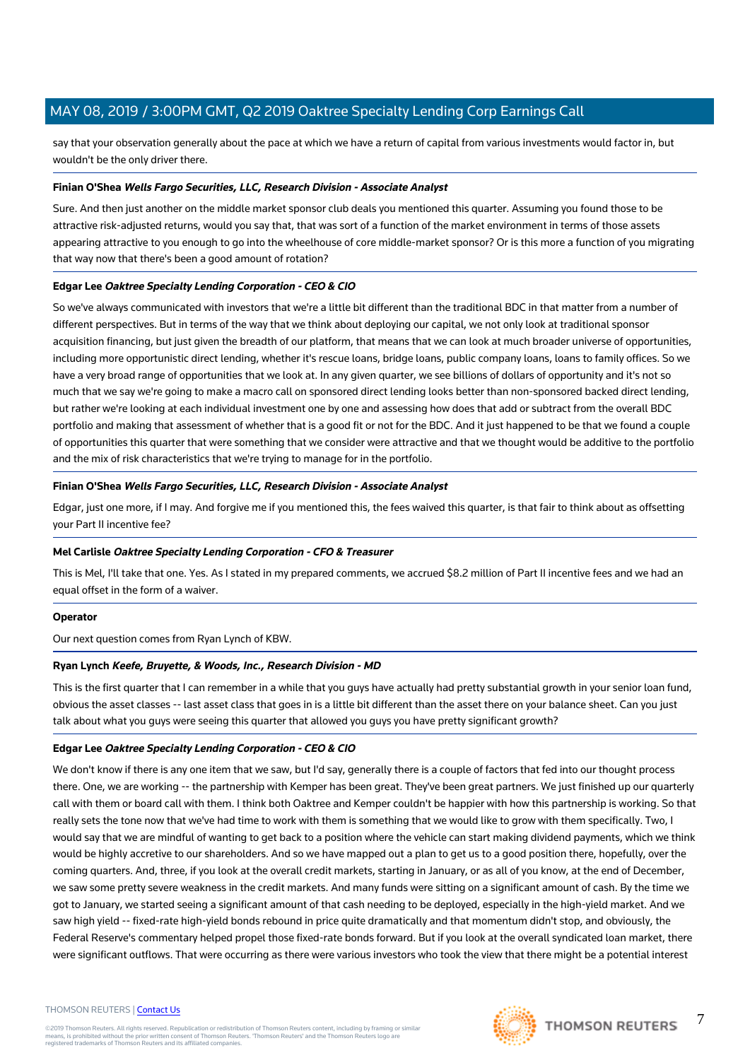say that your observation generally about the pace at which we have a return of capital from various investments would factor in, but wouldn't be the only driver there.

**Finian O'Shea** ***Wells Fargo Securities, LLC, Research Division - Associate Analyst***

Sure. And then just another on the middle market sponsor club deals you mentioned this quarter. Assuming you found those to be attractive risk-adjusted returns, would you say that, that was sort of a function of the market environment in terms of those assets appearing attractive to you enough to go into the wheelhouse of core middle-market sponsor? Or is this more a function of you migrating that way now that there's been a good amount of rotation?

**Edgar Lee** ***Oaktree Specialty Lending Corporation - CEO & CIO***

So we've always communicated with investors that we're a little bit different than the traditional BDC in that matter from a number of different perspectives. But in terms of the way that we think about deploying our capital, we not only look at traditional sponsor acquisition financing, but just given the breadth of our platform, that means that we can look at much broader universe of opportunities, including more opportunistic direct lending, whether it's rescue loans, bridge loans, public company loans, loans to family offices. So we have a very broad range of opportunities that we look at. In any given quarter, we see billions of dollars of opportunity and it's not so much that we say we're going to make a macro call on sponsored direct lending looks better than non-sponsored backed direct lending, but rather we're looking at each individual investment one by one and assessing how does that add or subtract from the overall BDC portfolio and making that assessment of whether that is a good fit or not for the BDC. And it just happened to be that we found a couple of opportunities this quarter that were something that we consider were attractive and that we thought would be additive to the portfolio and the mix of risk characteristics that we're trying to manage for in the portfolio.

**Finian O'Shea** ***Wells Fargo Securities, LLC, Research Division - Associate Analyst***

Edgar, just one more, if I may. And forgive me if you mentioned this, the fees waived this quarter, is that fair to think about as offsetting your Part II incentive fee?

**Mel Carlisle** ***Oaktree Specialty Lending Corporation - CFO & Treasurer***

This is Mel, I'll take that one. Yes. As I stated in my prepared comments, we accrued $8.2 million of Part II incentive fees and we had an equal offset in the form of a waiver.

**Operator**

Our next question comes from Ryan Lynch of KBW.

**Ryan Lynch** ***Keefe, Bruyette, & Woods, Inc., Research Division - MD***

This is the first quarter that I can remember in a while that you guys have actually had pretty substantial growth in your senior loan fund, obvious the asset classes -- last asset class that goes in is a little bit different than the asset there on your balance sheet. Can you just talk about what you guys were seeing this quarter that allowed you guys you have pretty significant growth?

**Edgar Lee** ***Oaktree Specialty Lending Corporation - CEO & CIO***

We don't know if there is any one item that we saw, but I'd say, generally there is a couple of factors that fed into our thought process there. One, we are working -- the partnership with Kemper has been great. They've been great partners. We just finished up our quarterly call with them or board call with them. I think both Oaktree and Kemper couldn't be happier with how this partnership is working. So that really sets the tone now that we've had time to work with them is something that we would like to grow with them specifically. Two, I would say that we are mindful of wanting to get back to a position where the vehicle can start making dividend payments, which we think would be highly accretive to our shareholders. And so we have mapped out a plan to get us to a good position there, hopefully, over the coming quarters. And, three, if you look at the overall credit markets, starting in January, or as all of you know, at the end of December, we saw some pretty severe weakness in the credit markets. And many funds were sitting on a significant amount of cash. By the time we got to January, we started seeing a significant amount of that cash needing to be deployed, especially in the high-yield market. And we saw high yield -- fixed-rate high-yield bonds rebound in price quite dramatically and that momentum didn't stop, and obviously, the Federal Reserve's commentary helped propel those fixed-rate bonds forward. But if you look at the overall syndicated loan market, there were significant outflows. That were occurring as there were various investors who took the view that there might be a potential interest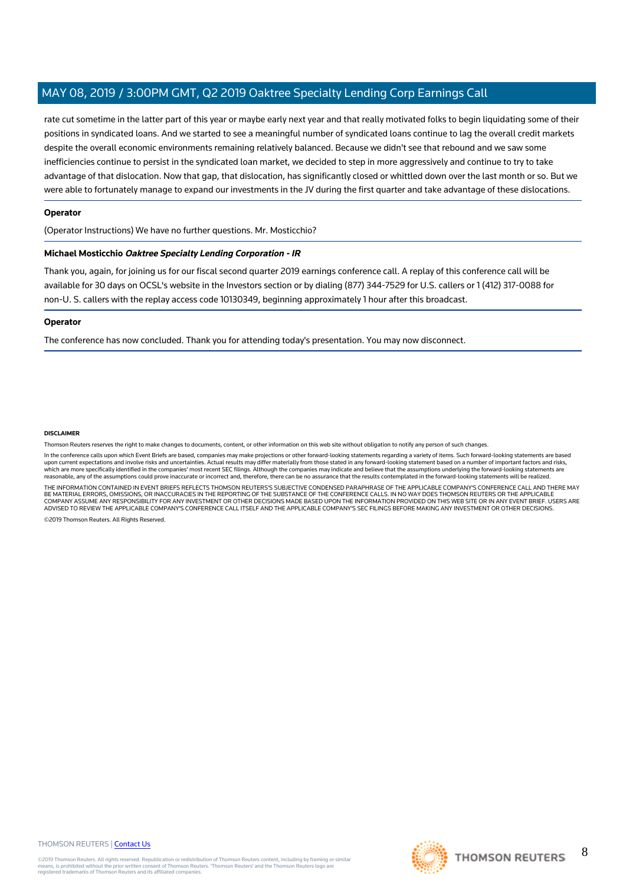rate cut sometime in the latter part of this year or maybe early next year and that really motivated folks to begin liquidating some of their positions in syndicated loans. And we started to see a meaningful number of syndicated loans continue to lag the overall credit markets despite the overall economic environments remaining relatively balanced. Because we didn't see that rebound and we saw some inefficiencies continue to persist in the syndicated loan market, we decided to step in more aggressively and continue to try to take advantage of that dislocation. Now that gap, that dislocation, has significantly closed or whittled down over the last month or so. But we were able to fortunately manage to expand our investments in the JV during the first quarter and take advantage of these dislocations.

**Operator**

(Operator Instructions) We have no further questions. Mr. Mosticchio?

**Michael Mosticchio** ***Oaktree Specialty Lending Corporation - IR***

Thank you, again, for joining us for our fiscal second quarter 2019 earnings conference call. A replay of this conference call will be available for 30 days on OCSL's website in the Investors section or by dialing (877) 344-7529 for U.S. callers or 1 (412) 317-0088 for non-U. S. callers with the replay access code 10130349, beginning approximately 1 hour after this broadcast.

**Operator**

The conference has now concluded. Thank you for attending today's presentation. You may now disconnect.

**DISCLAIMER**

Thomson Reuters reserves the right to make changes to documents, content, or other information on this web site without obligation to notify any person of such changes.

In the conference calls upon which Event Briefs are based, companies may make projections or other forward-looking statements regarding a variety of items. Such forward-looking statements are based upon current expectations and involve risks and uncertainties. Actual results may differ materially from those stated in any forward-looking statement based on a number of important factors and risks, which are more specifically identified in the companies' most recent SEC filings. Although the companies may indicate and believe that the assumptions underlying the forward-looking statements are reasonable, any of the assumptions could prove inaccurate or incorrect and, therefore, there can be no assurance that the results contemplated in the forward-looking statements will be realized.

THE INFORMATION CONTAINED IN EVENT BRIEFS REFLECTS THOMSON REUTERS'S SUBJECTIVE CONDENSED PARAPHRASE OF THE APPLICABLE COMPANY'S CONFERENCE CALL AND THERE MAY BE MATERIAL ERRORS, OMISSIONS, OR INACCURACIES IN THE REPORTING OF THE SUBSTANCE OF THE CONFERENCE CALLS. IN NO WAY DOES THOMSON REUTERS OR THE APPLICABLE COMPANY ASSUME ANY RESPONSIBILITY FOR ANY INVESTMENT OR OTHER DECISIONS MADE BASED UPON THE INFORMATION PROVIDED ON THIS WEB SITE OR IN ANY EVENT BRIEF. USERS ARE ADVISED TO REVIEW THE APPLICABLE COMPANY'S CONFERENCE CALL ITSELF AND THE APPLICABLE COMPANY'S SEC FILINGS BEFORE MAKING ANY INVESTMENT OR OTHER DECISIONS.

©2019 Thomson Reuters. All Rights Reserved.